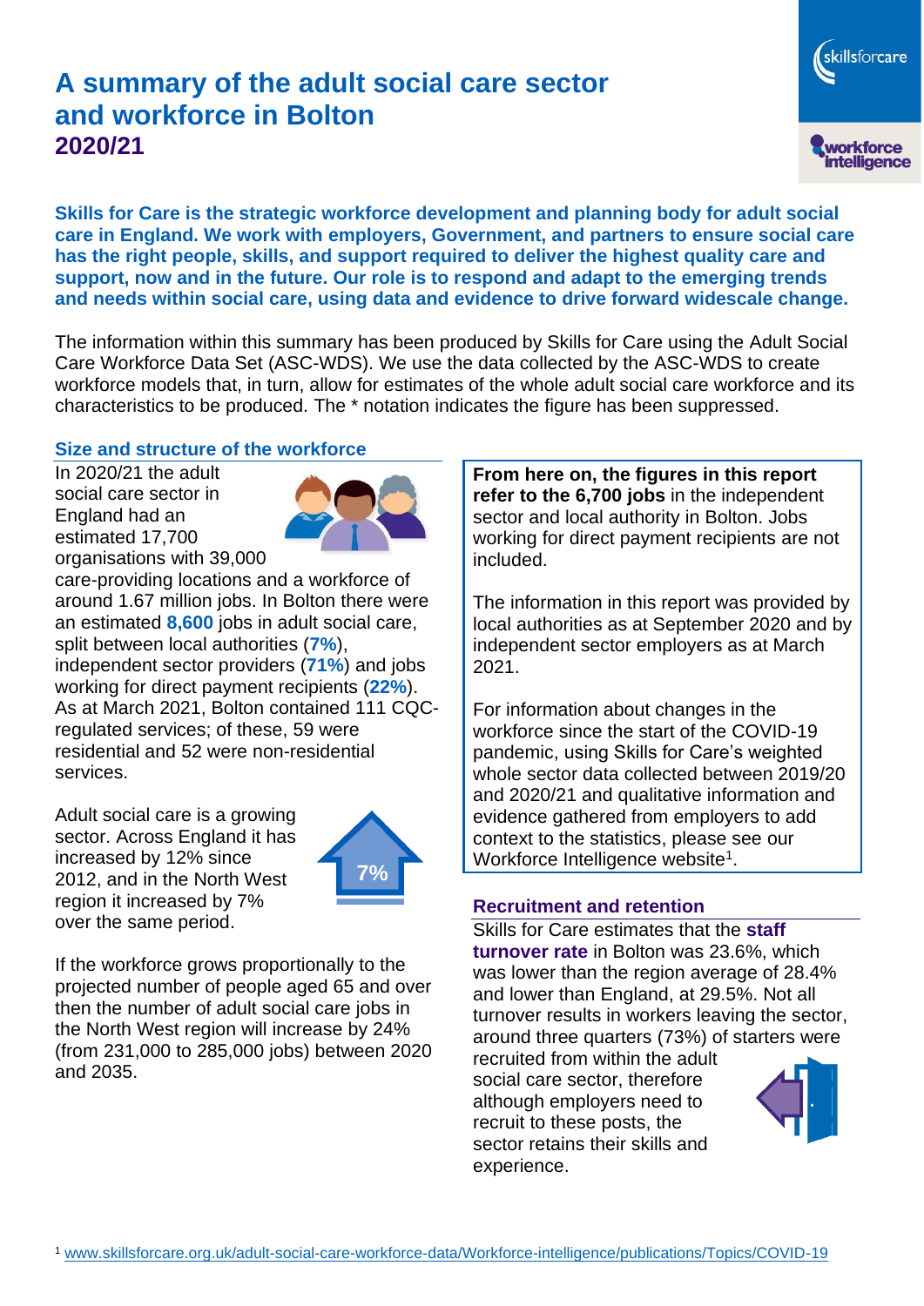# A summary of the adult social care sector and workforce in Bolton

## 2020/21

**Skills for Care is the strategic workforce development and planning body for adult social care in England. We work with employers, Government, and partners to ensure social care has the right people, skills, and support required to deliver the highest quality care and support, now and in the future. Our role is to respond and adapt to the emerging trends and needs within social care, using data and evidence to drive forward widescale change.**

The information within this summary has been produced by Skills for Care using the Adult Social Care Workforce Data Set (ASC-WDS). We use the data collected by the ASC-WDS to create workforce models that, in turn, allow for estimates of the whole adult social care workforce and its characteristics to be produced. The * notation indicates the figure has been suppressed.

### Size and structure of the workforce

In 2020/21 the adult social care sector in England had an estimated 17,700 organisations with 39,000 care-providing locations and a workforce of around 1.67 million jobs. In Bolton there were an estimated **8,600** jobs in adult social care, split between local authorities (**7%**), independent sector providers (**71%**) and jobs working for direct payment recipients (**22%**). As at March 2021, Bolton contained 111 CQC-regulated services; of these, 59 were residential and 52 were non-residential services.

Adult social care is a growing sector. Across England it has increased by 12% since 2012, and in the North West region it increased by 7% over the same period.

7%

If the workforce grows proportionally to the projected number of people aged 65 and over then the number of adult social care jobs in the North West region will increase by 24% (from 231,000 to 285,000 jobs) between 2020 and 2035.

**From here on, the figures in this report refer to the 6,700 jobs** in the independent sector and local authority in Bolton. Jobs working for direct payment recipients are not included.

The information in this report was provided by local authorities as at September 2020 and by independent sector employers as at March 2021.

For information about changes in the workforce since the start of the COVID-19 pandemic, using Skills for Care's weighted whole sector data collected between 2019/20 and 2020/21 and qualitative information and evidence gathered from employers to add context to the statistics, please see our Workforce Intelligence website[1].

### Recruitment and retention

Skills for Care estimates that the **staff turnover rate** in Bolton was 23.6%, which was lower than the region average of 28.4% and lower than England, at 29.5%. Not all turnover results in workers leaving the sector, around three quarters (73%) of starters were recruited from within the adult social care sector, therefore although employers need to recruit to these posts, the sector retains their skills and experience.

[1] www.skillsforcare.org.uk/adult-social-care-workforce-data/Workforce-intelligence/publications/Topics/COVID-19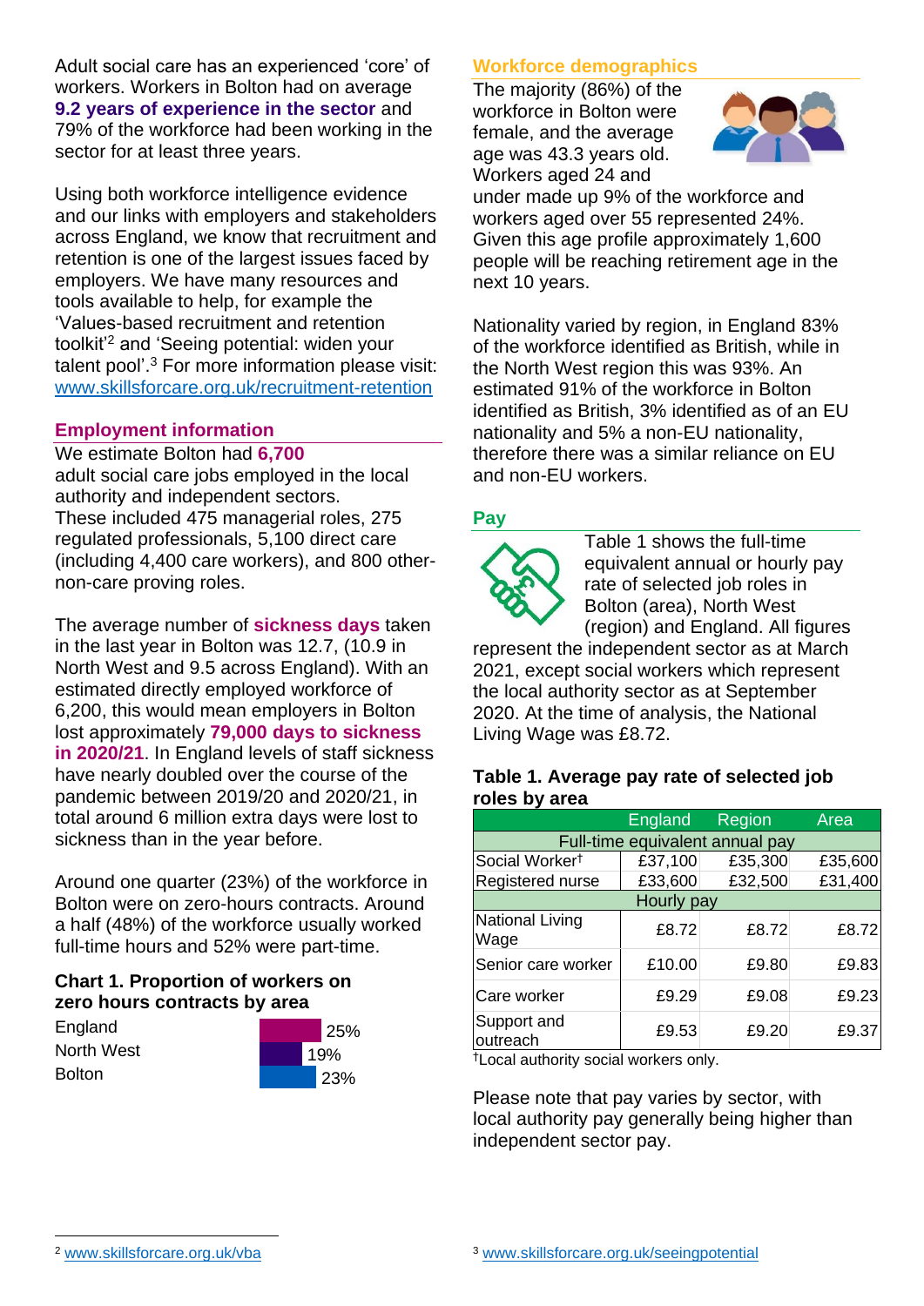Adult social care has an experienced 'core' of workers. Workers in Bolton had on average **9.2 years of experience in the sector** and 79% of the workforce had been working in the sector for at least three years.

Using both workforce intelligence evidence and our links with employers and stakeholders across England, we know that recruitment and retention is one of the largest issues faced by employers. We have many resources and tools available to help, for example the 'Values-based recruitment and retention toolkit'[2] and 'Seeing potential: widen your talent pool'.[3] For more information please visit: www.skillsforcare.org.uk/recruitment-retention

## Employment information

We estimate Bolton had **6,700** adult social care jobs employed in the local authority and independent sectors. These included 475 managerial roles, 275 regulated professionals, 5,100 direct care (including 4,400 care workers), and 800 other-non-care proving roles.

The average number of **sickness days** taken in the last year in Bolton was 12.7, (10.9 in North West and 9.5 across England). With an estimated directly employed workforce of 6,200, this would mean employers in Bolton lost approximately **79,000 days to sickness in 2020/21**. In England levels of staff sickness have nearly doubled over the course of the pandemic between 2019/20 and 2020/21, in total around 6 million extra days were lost to sickness than in the year before.

Around one quarter (23%) of the workforce in Bolton were on zero-hours contracts. Around a half (48%) of the workforce usually worked full-time hours and 52% were part-time.

**Chart 1. Proportion of workers on zero hours contracts by area**

| Area | Proportion |
| --- | --- |
| England | 25% |
| North West | 19% |
| Bolton | 23% |

## Workforce demographics

The majority (86%) of the workforce in Bolton were female, and the average age was 43.3 years old. Workers aged 24 and under made up 9% of the workforce and workers aged over 55 represented 24%. Given this age profile approximately 1,600 people will be reaching retirement age in the next 10 years.

Nationality varied by region, in England 83% of the workforce identified as British, while in the North West region this was 93%. An estimated 91% of the workforce in Bolton identified as British, 3% identified as of an EU nationality and 5% a non-EU nationality, therefore there was a similar reliance on EU and non-EU workers.

## Pay

Table 1 shows the full-time equivalent annual or hourly pay rate of selected job roles in Bolton (area), North West (region) and England. All figures represent the independent sector as at March 2021, except social workers which represent the local authority sector as at September 2020. At the time of analysis, the National Living Wage was £8.72.

**Table 1. Average pay rate of selected job roles by area**

| | England | Region | Area |
| --- | --- | --- | --- |
| **Full-time equivalent annual pay** | | | |
| Social Worker† | £37,100 | £35,300 | £35,600 |
| Registered nurse | £33,600 | £32,500 | £31,400 |
| **Hourly pay** | | | |
| National Living Wage | £8.72 | £8.72 | £8.72 |
| Senior care worker | £10.00 | £9.80 | £9.83 |
| Care worker | £9.29 | £9.08 | £9.23 |
| Support and outreach | £9.53 | £9.20 | £9.37 |

†Local authority social workers only.

Please note that pay varies by sector, with local authority pay generally being higher than independent sector pay.

[2] www.skillsforcare.org.uk/vba

[3] www.skillsforcare.org.uk/seeingpotential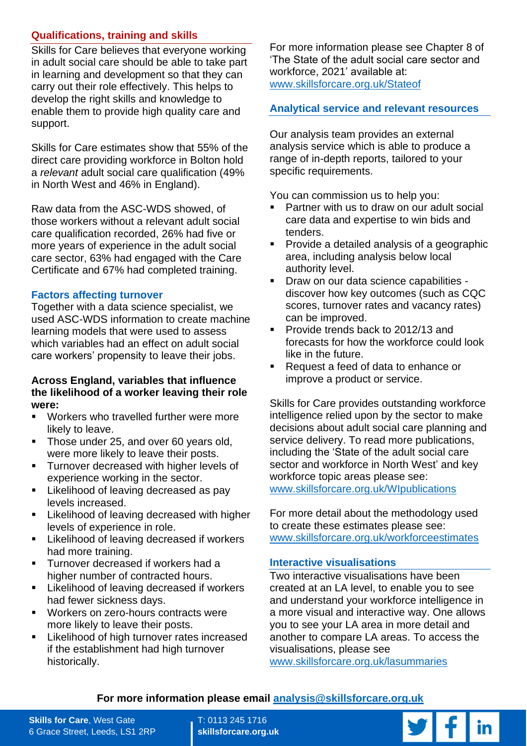## Qualifications, training and skills

Skills for Care believes that everyone working in adult social care should be able to take part in learning and development so that they can carry out their role effectively. This helps to develop the right skills and knowledge to enable them to provide high quality care and support.

Skills for Care estimates show that 55% of the direct care providing workforce in Bolton hold a *relevant* adult social care qualification (49% in North West and 46% in England).

Raw data from the ASC-WDS showed, of those workers without a relevant adult social care qualification recorded, 26% had five or more years of experience in the adult social care sector, 63% had engaged with the Care Certificate and 67% had completed training.

## Factors affecting turnover

Together with a data science specialist, we used ASC-WDS information to create machine learning models that were used to assess which variables had an effect on adult social care workers' propensity to leave their jobs.

**Across England, variables that influence the likelihood of a worker leaving their role were:**

- Workers who travelled further were more likely to leave.
- Those under 25, and over 60 years old, were more likely to leave their posts.
- Turnover decreased with higher levels of experience working in the sector.
- Likelihood of leaving decreased as pay levels increased.
- Likelihood of leaving decreased with higher levels of experience in role.
- Likelihood of leaving decreased if workers had more training.
- Turnover decreased if workers had a higher number of contracted hours.
- Likelihood of leaving decreased if workers had fewer sickness days.
- Workers on zero-hours contracts were more likely to leave their posts.
- Likelihood of high turnover rates increased if the establishment had high turnover historically.

For more information please see Chapter 8 of 'The State of the adult social care sector and workforce, 2021' available at: www.skillsforcare.org.uk/Stateof

## Analytical service and relevant resources

Our analysis team provides an external analysis service which is able to produce a range of in-depth reports, tailored to your specific requirements.

You can commission us to help you:

- Partner with us to draw on our adult social care data and expertise to win bids and tenders.
- Provide a detailed analysis of a geographic area, including analysis below local authority level.
- Draw on our data science capabilities - discover how key outcomes (such as CQC scores, turnover rates and vacancy rates) can be improved.
- Provide trends back to 2012/13 and forecasts for how the workforce could look like in the future.
- Request a feed of data to enhance or improve a product or service.

Skills for Care provides outstanding workforce intelligence relied upon by the sector to make decisions about adult social care planning and service delivery. To read more publications, including the 'State of the adult social care sector and workforce in North West' and key workforce topic areas please see: www.skillsforcare.org.uk/WIpublications

For more detail about the methodology used to create these estimates please see: www.skillsforcare.org.uk/workforceestimates

## Interactive visualisations

Two interactive visualisations have been created at an LA level, to enable you to see and understand your workforce intelligence in a more visual and interactive way. One allows you to see your LA area in more detail and another to compare LA areas. To access the visualisations, please see www.skillsforcare.org.uk/lasummaries

**For more information please email analysis@skillsforcare.org.uk**

**Skills for Care**, West Gate
6 Grace Street, Leeds, LS1 2RP

T: 0113 245 1716
**skillsforcare.org.uk**